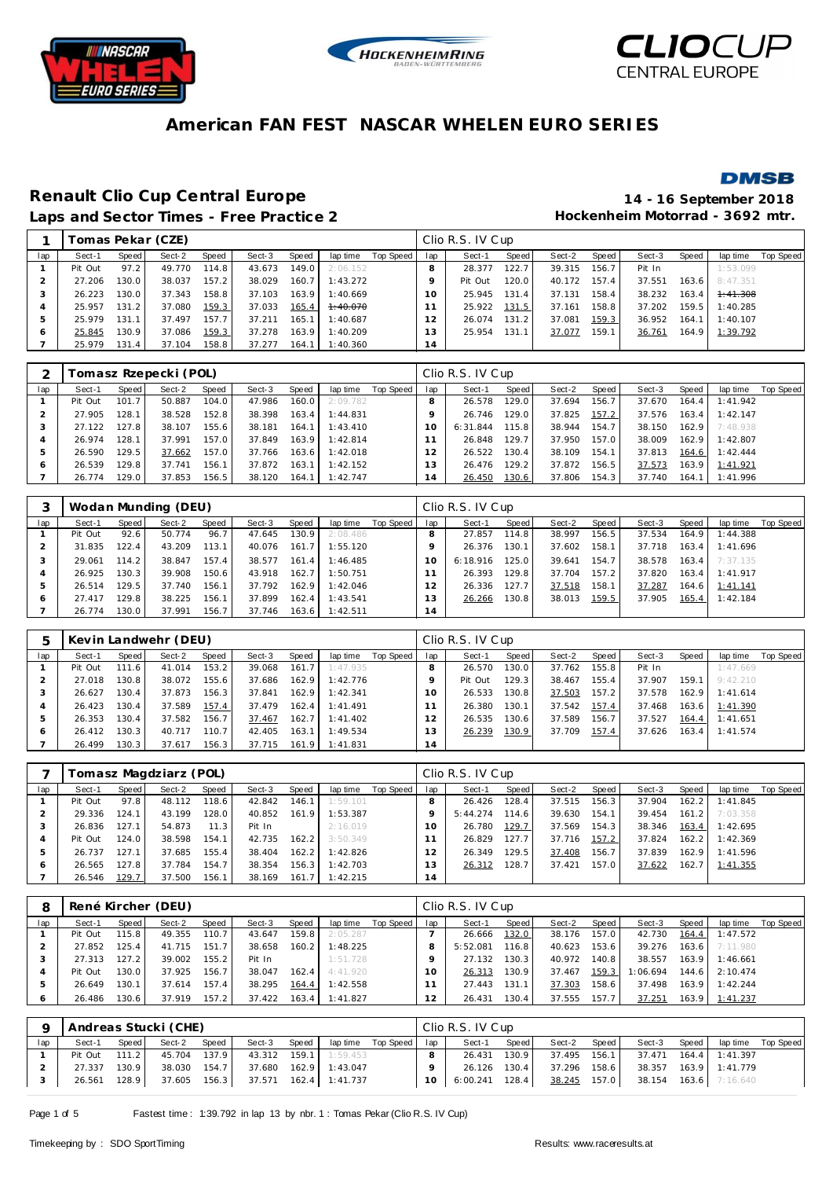# American FAN FEST NASCAR WHELEN EURO SERIES

## Renault Clio Cup Central Europe

**Laps and Sector Times - Free Practice 2**

**14 - 16 September 2018**

**Hockenheim Motorrad - 3692 mtr.**

### 1 Tomas Pekar (CZE) — Clio R.S. IV Cup

| lap | Sect-1 | Speed | Sect-2 | Speed | Sect-3 | Speed | lap time | Top Speed | lap | Sect-1 | Speed | Sect-2 | Speed | Sect-3 | Speed | lap time | Top Speed |
|---|---|---|---|---|---|---|---|---|---|---|---|---|---|---|---|---|---|
| 1 | Pit Out | 97.2 | 49.770 | 114.8 | 43.673 | 149.0 | 2:06.152 | | 8 | 28.377 | 122.7 | 39.315 | 156.7 | Pit In | | 1:53.099 | |
| 2 | 27.206 | 130.0 | 38.037 | 157.2 | 38.029 | 160.7 | 1:43.272 | | 9 | Pit Out | 120.0 | 40.172 | 157.4 | 37.551 | 163.6 | 8:47.351 | |
| 3 | 26.223 | 130.0 | 37.343 | 158.8 | 37.103 | 163.9 | 1:40.669 | | 10 | 25.945 | 131.4 | 37.131 | 158.4 | 38.232 | 163.4 | 1:41.308 | |
| 4 | 25.957 | 131.2 | 37.080 | 159.3 | 37.033 | 165.4 | 1:40.070 | | 11 | 25.922 | 131.5 | 37.161 | 158.8 | 37.202 | 159.5 | 1:40.285 | |
| 5 | 25.979 | 131.1 | 37.497 | 157.7 | 37.211 | 165.1 | 1:40.687 | | 12 | 26.074 | 131.2 | 37.081 | 159.3 | 36.952 | 164.1 | 1:40.107 | |
| 6 | 25.845 | 130.9 | 37.086 | 159.3 | 37.278 | 163.9 | 1:40.209 | | 13 | 25.954 | 131.1 | 37.077 | 159.1 | 36.761 | 164.9 | 1:39.792 | |
| 7 | 25.979 | 131.4 | 37.104 | 158.8 | 37.277 | 164.1 | 1:40.360 | | 14 | | | | | | | | |

### 2 Tomasz Rzepecki (POL) — Clio R.S. IV Cup

| lap | Sect-1 | Speed | Sect-2 | Speed | Sect-3 | Speed | lap time | Top Speed | lap | Sect-1 | Speed | Sect-2 | Speed | Sect-3 | Speed | lap time | Top Speed |
|---|---|---|---|---|---|---|---|---|---|---|---|---|---|---|---|---|---|
| 1 | Pit Out | 101.7 | 50.887 | 104.0 | 47.986 | 160.0 | 2:09.782 | | 8 | 26.578 | 129.0 | 37.694 | 156.7 | 37.670 | 164.4 | 1:41.942 | |
| 2 | 27.905 | 128.1 | 38.528 | 152.8 | 38.398 | 163.4 | 1:44.831 | | 9 | 26.746 | 129.0 | 37.825 | 157.2 | 37.576 | 163.4 | 1:42.147 | |
| 3 | 27.122 | 127.8 | 38.107 | 155.6 | 38.181 | 164.1 | 1:43.410 | | 10 | 6:31.844 | 115.8 | 38.944 | 154.7 | 38.150 | 162.9 | 7:48.938 | |
| 4 | 26.974 | 128.1 | 37.991 | 157.0 | 37.849 | 163.9 | 1:42.814 | | 11 | 26.848 | 129.7 | 37.950 | 157.0 | 38.009 | 162.9 | 1:42.807 | |
| 5 | 26.590 | 129.5 | 37.662 | 157.0 | 37.766 | 163.6 | 1:42.018 | | 12 | 26.522 | 130.4 | 38.109 | 154.1 | 37.813 | 164.6 | 1:42.444 | |
| 6 | 26.539 | 129.8 | 37.741 | 156.1 | 37.872 | 163.1 | 1:42.152 | | 13 | 26.476 | 129.2 | 37.872 | 156.5 | 37.573 | 163.9 | 1:41.921 | |
| 7 | 26.774 | 129.0 | 37.853 | 156.5 | 38.120 | 164.1 | 1:42.747 | | 14 | 26.450 | 130.6 | 37.806 | 154.3 | 37.740 | 164.1 | 1:41.996 | |

### 3 Wodan Munding (DEU) — Clio R.S. IV Cup

| lap | Sect-1 | Speed | Sect-2 | Speed | Sect-3 | Speed | lap time | Top Speed | lap | Sect-1 | Speed | Sect-2 | Speed | Sect-3 | Speed | lap time | Top Speed |
|---|---|---|---|---|---|---|---|---|---|---|---|---|---|---|---|---|---|
| 1 | Pit Out | 92.6 | 50.774 | 96.7 | 47.645 | 130.9 | 2:08.486 | | 8 | 27.857 | 114.8 | 38.997 | 156.5 | 37.534 | 164.9 | 1:44.388 | |
| 2 | 31.835 | 122.4 | 43.209 | 113.1 | 40.076 | 161.7 | 1:55.120 | | 9 | 26.376 | 130.1 | 37.602 | 158.1 | 37.718 | 163.4 | 1:41.696 | |
| 3 | 29.061 | 114.2 | 38.847 | 157.4 | 38.577 | 161.4 | 1:46.485 | | 10 | 6:18.916 | 125.0 | 39.641 | 154.7 | 38.578 | 163.4 | 7:37.135 | |
| 4 | 26.925 | 130.3 | 39.908 | 150.6 | 43.918 | 162.7 | 1:50.751 | | 11 | 26.393 | 129.8 | 37.704 | 157.2 | 37.820 | 163.4 | 1:41.917 | |
| 5 | 26.514 | 129.5 | 37.740 | 156.1 | 37.792 | 162.9 | 1:42.046 | | 12 | 26.336 | 127.7 | 37.518 | 158.1 | 37.287 | 164.6 | 1:41.141 | |
| 6 | 27.417 | 129.8 | 38.225 | 156.1 | 37.899 | 162.4 | 1:43.541 | | 13 | 26.266 | 130.8 | 38.013 | 159.5 | 37.905 | 165.4 | 1:42.184 | |
| 7 | 26.774 | 130.0 | 37.991 | 156.7 | 37.746 | 163.6 | 1:42.511 | | 14 | | | | | | | | |

### 5 Kevin Landwehr (DEU) — Clio R.S. IV Cup

| lap | Sect-1 | Speed | Sect-2 | Speed | Sect-3 | Speed | lap time | Top Speed | lap | Sect-1 | Speed | Sect-2 | Speed | Sect-3 | Speed | lap time | Top Speed |
|---|---|---|---|---|---|---|---|---|---|---|---|---|---|---|---|---|---|
| 1 | Pit Out | 111.6 | 41.014 | 153.2 | 39.068 | 161.7 | 1:47.935 | | 8 | 26.570 | 130.0 | 37.762 | 155.8 | Pit In | | 1:47.669 | |
| 2 | 27.018 | 130.8 | 38.072 | 155.6 | 37.686 | 162.9 | 1:42.776 | | 9 | Pit Out | 129.3 | 38.467 | 155.4 | 37.907 | 159.1 | 9:42.210 | |
| 3 | 26.627 | 130.4 | 37.873 | 156.3 | 37.841 | 162.9 | 1:42.341 | | 10 | 26.533 | 130.8 | 37.503 | 157.2 | 37.578 | 162.9 | 1:41.614 | |
| 4 | 26.423 | 130.4 | 37.589 | 157.4 | 37.479 | 162.4 | 1:41.491 | | 11 | 26.380 | 130.1 | 37.542 | 157.4 | 37.468 | 163.6 | 1:41.390 | |
| 5 | 26.353 | 130.4 | 37.582 | 156.7 | 37.467 | 162.7 | 1:41.402 | | 12 | 26.535 | 130.6 | 37.589 | 156.7 | 37.527 | 164.4 | 1:41.651 | |
| 6 | 26.412 | 130.3 | 40.717 | 110.7 | 42.405 | 163.1 | 1:49.534 | | 13 | 26.239 | 130.9 | 37.709 | 157.4 | 37.626 | 163.4 | 1:41.574 | |
| 7 | 26.499 | 130.3 | 37.617 | 156.3 | 37.715 | 161.9 | 1:41.831 | | 14 | | | | | | | | |

### 7 Tomasz Magdziarz (POL) — Clio R.S. IV Cup

| lap | Sect-1 | Speed | Sect-2 | Speed | Sect-3 | Speed | lap time | Top Speed | lap | Sect-1 | Speed | Sect-2 | Speed | Sect-3 | Speed | lap time | Top Speed |
|---|---|---|---|---|---|---|---|---|---|---|---|---|---|---|---|---|---|
| 1 | Pit Out | 97.8 | 48.112 | 118.6 | 42.842 | 146.1 | 1:59.101 | | 8 | 26.426 | 128.4 | 37.515 | 156.3 | 37.904 | 162.2 | 1:41.845 | |
| 2 | 29.336 | 124.1 | 43.199 | 128.0 | 40.852 | 161.9 | 1:53.387 | | 9 | 5:44.274 | 114.6 | 39.630 | 154.1 | 39.454 | 161.2 | 7:03.358 | |
| 3 | 26.836 | 127.1 | 54.873 | 11.3 | Pit In | | 2:16.019 | | 10 | 26.780 | 129.7 | 37.569 | 154.3 | 38.346 | 163.4 | 1:42.695 | |
| 4 | Pit Out | 124.0 | 38.598 | 154.1 | 42.735 | 162.2 | 3:50.349 | | 11 | 26.829 | 127.7 | 37.716 | 157.2 | 37.824 | 162.2 | 1:42.369 | |
| 5 | 26.737 | 127.1 | 37.685 | 155.4 | 38.404 | 162.2 | 1:42.826 | | 12 | 26.349 | 129.5 | 37.408 | 156.7 | 37.839 | 162.9 | 1:41.596 | |
| 6 | 26.565 | 127.8 | 37.784 | 154.7 | 38.354 | 156.3 | 1:42.703 | | 13 | 26.312 | 128.7 | 37.421 | 157.0 | 37.622 | 162.7 | 1:41.355 | |
| 7 | 26.546 | 129.7 | 37.500 | 156.1 | 38.169 | 161.7 | 1:42.215 | | 14 | | | | | | | | |

### 8 René Kircher (DEU) — Clio R.S. IV Cup

| lap | Sect-1 | Speed | Sect-2 | Speed | Sect-3 | Speed | lap time | Top Speed | lap | Sect-1 | Speed | Sect-2 | Speed | Sect-3 | Speed | lap time | Top Speed |
|---|---|---|---|---|---|---|---|---|---|---|---|---|---|---|---|---|---|
| 1 | Pit Out | 115.8 | 49.355 | 110.7 | 43.667 | 159.8 | 2:05.287 | | 7 | 26.666 | 132.0 | 38.176 | 157.0 | 42.730 | 164.4 | 1:47.572 | |
| 2 | 27.852 | 125.4 | 41.715 | 151.7 | 38.658 | 160.2 | 1:48.225 | | 8 | 5:52.081 | 116.8 | 40.623 | 153.6 | 39.276 | 163.6 | 7:11.980 | |
| 3 | 27.313 | 127.2 | 39.002 | 155.2 | Pit In | | 1:51.728 | | 9 | 27.132 | 130.3 | 40.972 | 140.8 | 38.557 | 163.9 | 1:46.661 | |
| 4 | Pit Out | 130.0 | 37.925 | 156.7 | 38.047 | 162.4 | 4:41.920 | | 10 | 26.313 | 130.9 | 37.467 | 159.3 | 1:06.694 | 144.6 | 2:10.474 | |
| 5 | 26.649 | 130.1 | 37.614 | 157.4 | 38.295 | 164.4 | 1:42.558 | | 11 | 27.443 | 131.1 | 37.303 | 158.6 | 37.498 | 163.9 | 1:42.244 | |
| 6 | 26.486 | 130.6 | 37.919 | 157.2 | 37.422 | 163.4 | 1:41.827 | | 12 | 26.431 | 130.4 | 37.555 | 157.7 | 37.251 | 163.9 | 1:41.237 | |

### 9 Andreas Stucki (CHE) — Clio R.S. IV Cup

| lap | Sect-1 | Speed | Sect-2 | Speed | Sect-3 | Speed | lap time | Top Speed | lap | Sect-1 | Speed | Sect-2 | Speed | Sect-3 | Speed | lap time | Top Speed |
|---|---|---|---|---|---|---|---|---|---|---|---|---|---|---|---|---|---|
| 1 | Pit Out | 111.2 | 45.704 | 137.9 | 43.312 | 159.1 | 1:59.453 | | 8 | 26.431 | 130.9 | 37.495 | 156.1 | 37.471 | 164.4 | 1:41.397 | |
| 2 | 27.337 | 130.9 | 38.030 | 154.7 | 37.680 | 162.9 | 1:43.047 | | 9 | 26.126 | 130.4 | 37.296 | 158.6 | 38.357 | 163.9 | 1:41.779 | |
| 3 | 26.561 | 128.9 | 37.605 | 156.3 | 37.571 | 162.4 | 1:41.737 | | 10 | 6:00.241 | 128.4 | 38.245 | 157.0 | 38.154 | 163.6 | 7:16.640 | |

Fastest time : 1:39.792 in lap 13 by nbr. 1 : Tomas Pekar (Clio R.S. IV Cup)

Timekeeping by : SDO SportTiming

Results: www.raceresults.at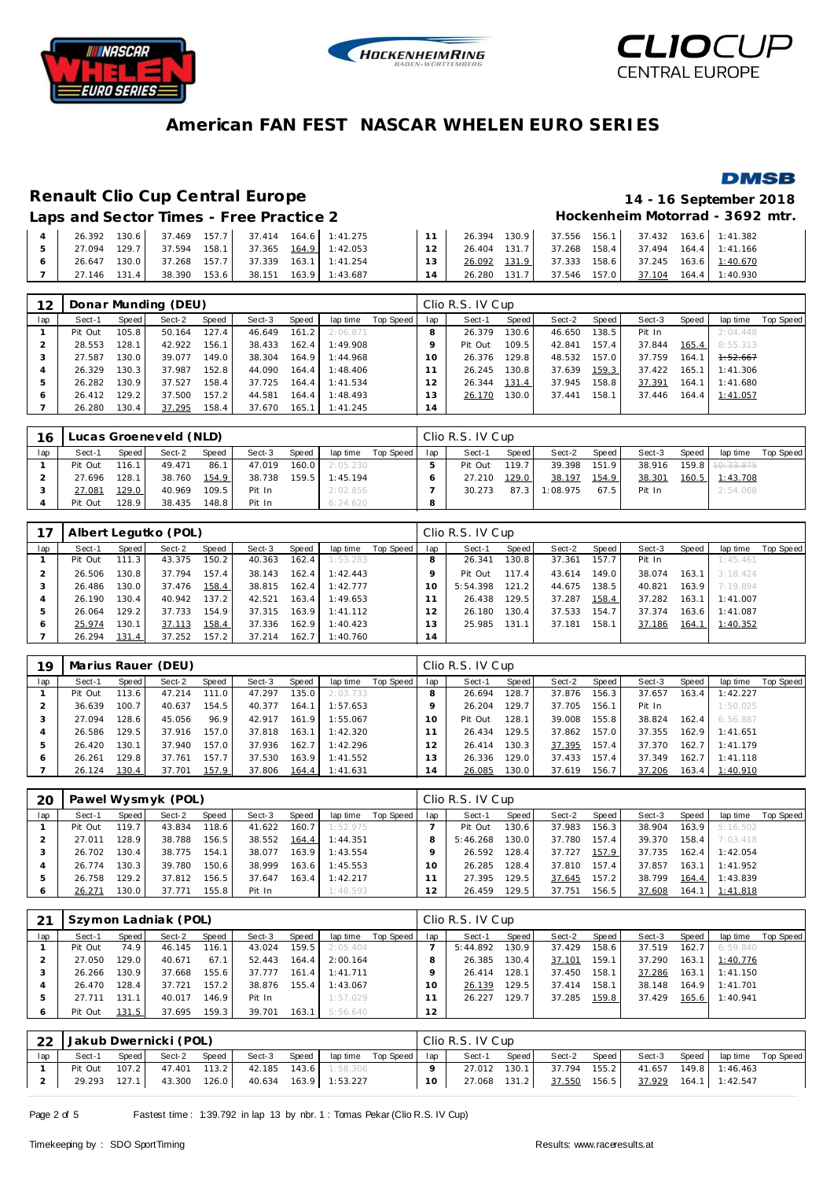# American FAN FEST NASCAR WHELEN EURO SERIES

## Renault Clio Cup Central Europe

**14 - 16 September 2018**

### Laps and Sector Times - Free Practice 2

**Hockenheim Motorrad - 3692 mtr.**

| lap | Sect-1 | Speed | Sect-2 | Speed | Sect-3 | Speed | lap time | Top Speed | lap | Sect-1 | Speed | Sect-2 | Speed | Sect-3 | Speed | lap time | Top Speed |
|---|---|---|---|---|---|---|---|---|---|---|---|---|---|---|---|---|---|
| 4 | 26.392 | 130.6 | 37.469 | 157.7 | 37.414 | 164.6 | 1:41.275 | | 11 | 26.394 | 130.9 | 37.556 | 156.1 | 37.432 | 163.6 | 1:41.382 | |
| 5 | 27.094 | 129.7 | 37.594 | 158.1 | 37.365 | 164.9 | 1:42.053 | | 12 | 26.404 | 131.7 | 37.268 | 158.4 | 37.494 | 164.4 | 1:41.166 | |
| 6 | 26.647 | 130.0 | 37.268 | 157.7 | 37.339 | 163.1 | 1:41.254 | | 13 | 26.092 | 131.9 | 37.333 | 158.6 | 37.245 | 163.6 | 1:40.670 | |
| 7 | 27.146 | 131.4 | 38.390 | 153.6 | 38.151 | 163.9 | 1:43.687 | | 14 | 26.280 | 131.7 | 37.546 | 157.0 | 37.104 | 164.4 | 1:40.930 | |

### 12 Donar Munding (DEU) — Clio R.S. IV Cup

| lap | Sect-1 | Speed | Sect-2 | Speed | Sect-3 | Speed | lap time | Top Speed | lap | Sect-1 | Speed | Sect-2 | Speed | Sect-3 | Speed | lap time | Top Speed |
|---|---|---|---|---|---|---|---|---|---|---|---|---|---|---|---|---|---|
| 1 | Pit Out | 105.8 | 50.164 | 127.4 | 46.649 | 161.2 | 2:06.871 | | 8 | 26.379 | 130.6 | 46.650 | 138.5 | Pit In | | 2:04.448 | |
| 2 | 28.553 | 128.1 | 42.922 | 156.1 | 38.433 | 162.4 | 1:49.908 | | 9 | Pit Out | 109.5 | 42.841 | 157.4 | 37.844 | 165.4 | 8:55.313 | |
| 3 | 27.587 | 130.0 | 39.077 | 149.0 | 38.304 | 164.9 | 1:44.968 | | 10 | 26.376 | 129.8 | 48.532 | 157.0 | 37.759 | 164.1 | 1:52.667 | |
| 4 | 26.329 | 130.3 | 37.987 | 152.8 | 44.090 | 164.4 | 1:48.406 | | 11 | 26.245 | 130.8 | 37.639 | 159.3 | 37.422 | 165.1 | 1:41.306 | |
| 5 | 26.282 | 130.9 | 37.527 | 158.4 | 37.725 | 164.4 | 1:41.534 | | 12 | 26.344 | 131.4 | 37.945 | 158.8 | 37.391 | 164.1 | 1:41.680 | |
| 6 | 26.412 | 129.2 | 37.500 | 157.2 | 44.581 | 164.4 | 1:48.493 | | 13 | 26.170 | 130.0 | 37.441 | 158.1 | 37.446 | 164.4 | 1:41.057 | |
| 7 | 26.280 | 130.4 | 37.295 | 158.4 | 37.670 | 165.1 | 1:41.245 | | 14 | | | | | | | | |

### 16 Lucas Groeneveld (NLD) — Clio R.S. IV Cup

| lap | Sect-1 | Speed | Sect-2 | Speed | Sect-3 | Speed | lap time | Top Speed | lap | Sect-1 | Speed | Sect-2 | Speed | Sect-3 | Speed | lap time | Top Speed |
|---|---|---|---|---|---|---|---|---|---|---|---|---|---|---|---|---|---|
| 1 | Pit Out | 116.1 | 49.471 | 86.1 | 47.019 | 160.0 | 2:05.230 | | 5 | Pit Out | 119.7 | 39.398 | 151.9 | 38.916 | 159.8 | 10:33.875 | |
| 2 | 27.696 | 128.1 | 38.760 | 154.9 | 38.738 | 159.5 | 1:45.194 | | 6 | 27.210 | 129.0 | 38.197 | 154.9 | 38.301 | 160.5 | 1:43.708 | |
| 3 | 27.081 | 129.0 | 40.969 | 109.5 | Pit In | | 2:02.856 | | 7 | 30.273 | 87.3 | 1:08.975 | 67.5 | Pit In | | 2:54.068 | |
| 4 | Pit Out | 128.9 | 38.435 | 148.8 | Pit In | | 6:24.620 | | 8 | | | | | | | | |

### 17 Albert Legutko (POL) — Clio R.S. IV Cup

| lap | Sect-1 | Speed | Sect-2 | Speed | Sect-3 | Speed | lap time | Top Speed | lap | Sect-1 | Speed | Sect-2 | Speed | Sect-3 | Speed | lap time | Top Speed |
|---|---|---|---|---|---|---|---|---|---|---|---|---|---|---|---|---|---|
| 1 | Pit Out | 111.3 | 43.375 | 150.2 | 40.363 | 162.4 | 1:53.283 | | 8 | 26.341 | 130.8 | 37.361 | 157.7 | Pit In | | 1:45.461 | |
| 2 | 26.506 | 130.8 | 37.794 | 157.4 | 38.143 | 162.4 | 1:42.443 | | 9 | Pit Out | 117.4 | 43.614 | 149.0 | 38.074 | 163.1 | 3:18.424 | |
| 3 | 26.486 | 130.0 | 37.476 | 158.4 | 38.815 | 162.4 | 1:42.777 | | 10 | 5:54.398 | 121.2 | 44.675 | 138.5 | 40.821 | 163.9 | 7:19.894 | |
| 4 | 26.190 | 130.4 | 40.942 | 137.2 | 42.521 | 163.4 | 1:49.653 | | 11 | 26.438 | 129.5 | 37.287 | 158.4 | 37.282 | 163.1 | 1:41.007 | |
| 5 | 26.064 | 129.2 | 37.733 | 154.9 | 37.315 | 163.9 | 1:41.112 | | 12 | 26.180 | 130.4 | 37.533 | 154.7 | 37.374 | 163.6 | 1:41.087 | |
| 6 | 25.974 | 130.1 | 37.113 | 158.4 | 37.336 | 162.9 | 1:40.423 | | 13 | 25.985 | 131.1 | 37.181 | 158.1 | 37.186 | 164.1 | 1:40.352 | |
| 7 | 26.294 | 131.4 | 37.252 | 157.2 | 37.214 | 162.7 | 1:40.760 | | 14 | | | | | | | | |

### 19 Marius Rauer (DEU) — Clio R.S. IV Cup

| lap | Sect-1 | Speed | Sect-2 | Speed | Sect-3 | Speed | lap time | Top Speed | lap | Sect-1 | Speed | Sect-2 | Speed | Sect-3 | Speed | lap time | Top Speed |
|---|---|---|---|---|---|---|---|---|---|---|---|---|---|---|---|---|---|
| 1 | Pit Out | 113.6 | 47.214 | 111.0 | 47.297 | 135.0 | 2:03.733 | | 8 | 26.694 | 128.7 | 37.876 | 156.3 | 37.657 | 163.4 | 1:42.227 | |
| 2 | 36.639 | 100.7 | 40.637 | 154.5 | 40.377 | 164.1 | 1:57.653 | | 9 | 26.204 | 129.7 | 37.705 | 156.1 | Pit In | | 1:50.025 | |
| 3 | 27.094 | 128.6 | 45.056 | 96.9 | 42.917 | 161.9 | 1:55.067 | | 10 | Pit Out | 128.1 | 39.008 | 155.8 | 38.824 | 162.4 | 6:56.887 | |
| 4 | 26.586 | 129.5 | 37.916 | 157.0 | 37.818 | 163.1 | 1:42.320 | | 11 | 26.434 | 129.5 | 37.862 | 157.0 | 37.355 | 162.9 | 1:41.651 | |
| 5 | 26.420 | 130.1 | 37.940 | 157.0 | 37.936 | 162.7 | 1:42.296 | | 12 | 26.414 | 130.3 | 37.395 | 157.4 | 37.370 | 162.7 | 1:41.179 | |
| 6 | 26.261 | 129.8 | 37.761 | 157.7 | 37.530 | 163.9 | 1:41.552 | | 13 | 26.336 | 129.0 | 37.433 | 157.4 | 37.349 | 162.7 | 1:41.118 | |
| 7 | 26.124 | 130.4 | 37.701 | 157.9 | 37.806 | 164.4 | 1:41.631 | | 14 | 26.085 | 130.0 | 37.619 | 156.7 | 37.206 | 163.4 | 1:40.910 | |

### 20 Pawel Wysmyk (POL) — Clio R.S. IV Cup

| lap | Sect-1 | Speed | Sect-2 | Speed | Sect-3 | Speed | lap time | Top Speed | lap | Sect-1 | Speed | Sect-2 | Speed | Sect-3 | Speed | lap time | Top Speed |
|---|---|---|---|---|---|---|---|---|---|---|---|---|---|---|---|---|---|
| 1 | Pit Out | 119.7 | 43.834 | 118.6 | 41.622 | 160.7 | 1:52.975 | | 7 | Pit Out | 130.6 | 37.983 | 156.3 | 38.904 | 163.9 | 5:16.502 | |
| 2 | 27.011 | 128.9 | 38.788 | 156.5 | 38.552 | 164.4 | 1:44.351 | | 8 | 5:46.268 | 130.0 | 37.780 | 157.4 | 39.370 | 158.4 | 7:03.418 | |
| 3 | 26.702 | 130.4 | 38.775 | 154.1 | 38.077 | 163.9 | 1:43.554 | | 9 | 26.592 | 128.4 | 37.727 | 157.9 | 37.735 | 162.4 | 1:42.054 | |
| 4 | 26.774 | 130.3 | 39.780 | 150.6 | 38.999 | 163.6 | 1:45.553 | | 10 | 26.285 | 128.1 | 37.810 | 157.4 | 37.857 | 163.1 | 1:41.952 | |
| 5 | 26.758 | 129.2 | 37.812 | 156.5 | 37.647 | 163.4 | 1:42.217 | | 11 | 27.395 | 129.5 | 37.645 | 157.2 | 38.799 | 164.4 | 1:43.839 | |
| 6 | 26.271 | 130.0 | 37.771 | 155.8 | Pit In | | 1:48.593 | | 12 | 26.459 | 129.5 | 37.751 | 156.5 | 37.608 | 164.1 | 1:41.818 | |

### 21 Szymon Ladniak (POL) — Clio R.S. IV Cup

| lap | Sect-1 | Speed | Sect-2 | Speed | Sect-3 | Speed | lap time | Top Speed | lap | Sect-1 | Speed | Sect-2 | Speed | Sect-3 | Speed | lap time | Top Speed |
|---|---|---|---|---|---|---|---|---|---|---|---|---|---|---|---|---|---|
| 1 | Pit Out | 74.9 | 46.145 | 116.1 | 43.024 | 159.5 | 2:05.404 | | 7 | 5:44.892 | 130.9 | 37.429 | 158.6 | 37.519 | 162.7 | 6:59.840 | |
| 2 | 27.050 | 129.0 | 40.671 | 67.1 | 52.443 | 164.4 | 2:00.164 | | 8 | 26.385 | 130.4 | 37.101 | 159.1 | 37.290 | 163.1 | 1:40.776 | |
| 3 | 26.266 | 130.9 | 37.668 | 155.6 | 37.777 | 161.4 | 1:41.711 | | 9 | 26.414 | 128.1 | 37.450 | 158.1 | 37.286 | 163.1 | 1:41.150 | |
| 4 | 26.470 | 128.4 | 37.721 | 157.2 | 38.876 | 155.4 | 1:43.067 | | 10 | 26.139 | 129.5 | 37.414 | 158.1 | 38.148 | 164.9 | 1:41.701 | |
| 5 | 27.711 | 131.1 | 40.017 | 146.9 | Pit In | | 1:57.029 | | 11 | 26.227 | 129.7 | 37.285 | 159.8 | 37.429 | 165.6 | 1:40.941 | |
| 6 | Pit Out | 131.5 | 37.695 | 159.3 | 39.701 | 163.1 | 5:56.640 | | 12 | | | | | | | | |

### 22 Jakub Dwernicki (POL) — Clio R.S. IV Cup

| lap | Sect-1 | Speed | Sect-2 | Speed | Sect-3 | Speed | lap time | Top Speed | lap | Sect-1 | Speed | Sect-2 | Speed | Sect-3 | Speed | lap time | Top Speed |
|---|---|---|---|---|---|---|---|---|---|---|---|---|---|---|---|---|---|
| 1 | Pit Out | 107.2 | 47.401 | 113.2 | 42.185 | 143.6 | 1:58.306 | | 9 | 27.012 | 130.1 | 37.794 | 155.2 | 41.657 | 149.8 | 1:46.463 | |
| 2 | 29.293 | 127.1 | 43.300 | 126.0 | 40.634 | 163.9 | 1:53.227 | | 10 | 27.068 | 131.2 | 37.550 | 156.5 | 37.929 | 164.1 | 1:42.547 | |

Fastest time : 1:39.792 in lap 13 by nbr. 1 : Tomas Pekar (Clio R.S. IV Cup)

Timekeeping by : SDO SportTiming

Results: www.raceresults.at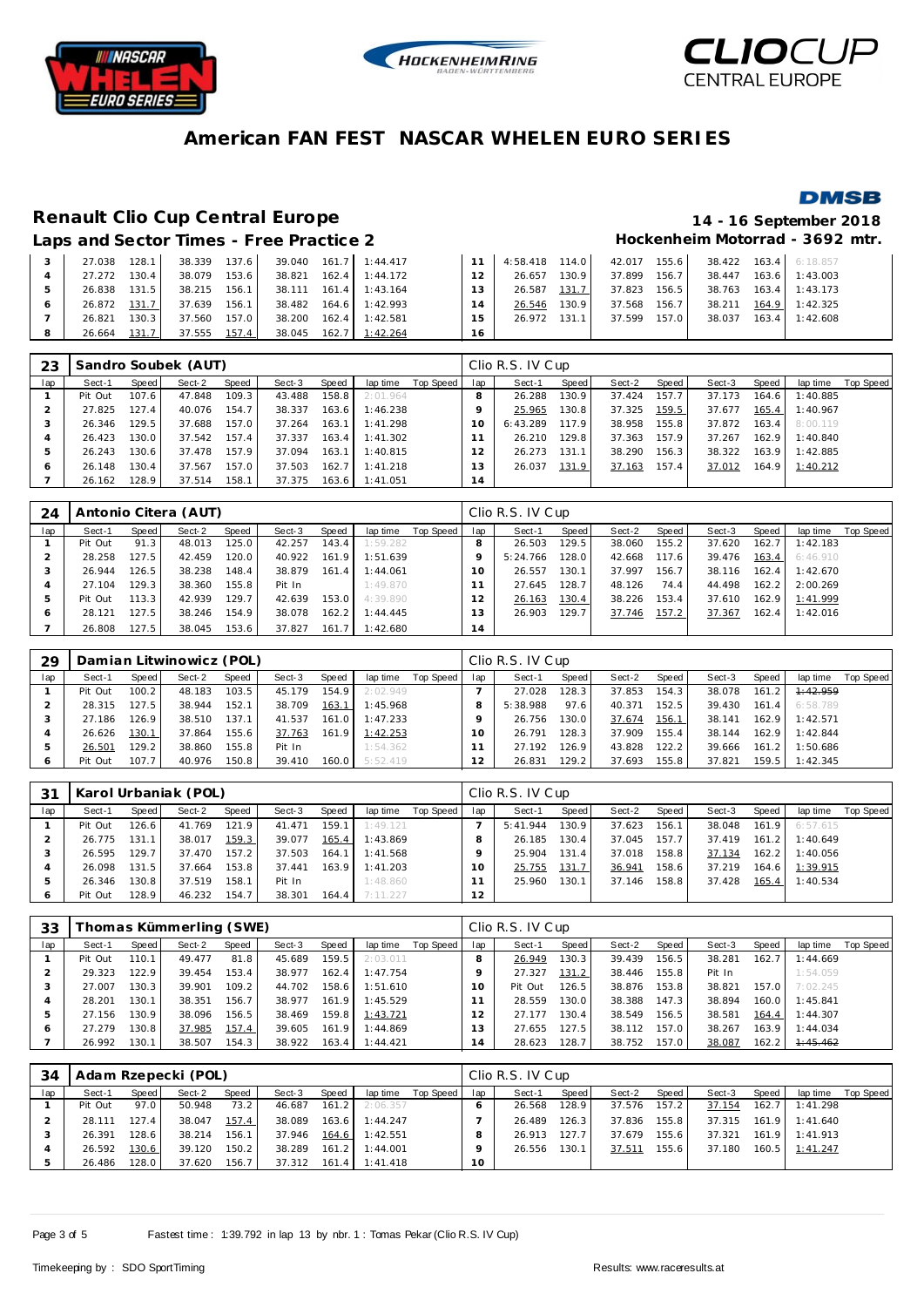# American FAN FEST NASCAR WHELEN EURO SERIES

## Renault Clio Cup Central Europe

**14 - 16 September 2018**

### Laps and Sector Times - Free Practice 2

**Hockenheim Motorrad - 3692 mtr.**

| lap | Sect-1 | Speed | Sect-2 | Speed | Sect-3 | Speed | lap time | Top Speed | lap | Sect-1 | Speed | Sect-2 | Speed | Sect-3 | Speed | lap time | Top Speed |
|---|---|---|---|---|---|---|---|---|---|---|---|---|---|---|---|---|---|
| 3 | 27.038 | 128.1 | 38.339 | 137.6 | 39.040 | 161.7 | 1:44.417 | | 11 | 4:58.418 | 114.0 | 42.017 | 155.6 | 38.422 | 163.4 | 6:18.857 | |
| 4 | 27.272 | 130.4 | 38.079 | 153.6 | 38.821 | 162.4 | 1:44.172 | | 12 | 26.657 | 130.9 | 37.899 | 156.7 | 38.447 | 163.6 | 1:43.003 | |
| 5 | 26.838 | 131.5 | 38.215 | 156.1 | 38.111 | 161.4 | 1:43.164 | | 13 | 26.587 | 131.7 | 37.823 | 156.5 | 38.763 | 163.4 | 1:43.173 | |
| 6 | 26.872 | 131.7 | 37.639 | 156.1 | 38.482 | 164.6 | 1:42.993 | | 14 | 26.546 | 130.9 | 37.568 | 156.7 | 38.211 | 164.9 | 1:42.325 | |
| 7 | 26.821 | 130.3 | 37.560 | 157.0 | 38.200 | 162.4 | 1:42.581 | | 15 | 26.972 | 131.1 | 37.599 | 157.0 | 38.037 | 163.4 | 1:42.608 | |
| 8 | 26.664 | 131.7 | 37.555 | 157.4 | 38.045 | 162.7 | 1:42.264 | | 16 | | | | | | | | |

**23 Sandro Soubek (AUT)** — Clio R.S. IV Cup

| lap | Sect-1 | Speed | Sect-2 | Speed | Sect-3 | Speed | lap time | Top Speed | lap | Sect-1 | Speed | Sect-2 | Speed | Sect-3 | Speed | lap time | Top Speed |
|---|---|---|---|---|---|---|---|---|---|---|---|---|---|---|---|---|---|
| 1 | Pit Out | 107.6 | 47.848 | 109.3 | 43.488 | 158.8 | 2:01.964 | | 8 | 26.288 | 130.9 | 37.424 | 157.7 | 37.173 | 164.6 | 1:40.885 | |
| 2 | 27.825 | 127.4 | 40.076 | 154.7 | 38.337 | 163.6 | 1:46.238 | | 9 | 25.965 | 130.8 | 37.325 | 159.5 | 37.677 | 165.4 | 1:40.967 | |
| 3 | 26.346 | 129.5 | 37.688 | 157.0 | 37.264 | 163.1 | 1:41.298 | | 10 | 6:43.289 | 117.9 | 38.958 | 155.8 | 37.872 | 163.4 | 8:00.119 | |
| 4 | 26.423 | 130.0 | 37.542 | 157.4 | 37.337 | 163.4 | 1:41.302 | | 11 | 26.210 | 129.8 | 37.363 | 157.9 | 37.267 | 162.9 | 1:40.840 | |
| 5 | 26.243 | 130.6 | 37.478 | 157.9 | 37.094 | 163.1 | 1:40.815 | | 12 | 26.273 | 131.1 | 38.290 | 156.3 | 38.322 | 163.9 | 1:42.885 | |
| 6 | 26.148 | 130.4 | 37.567 | 157.0 | 37.503 | 162.7 | 1:41.218 | | 13 | 26.037 | 131.9 | 37.163 | 157.4 | 37.012 | 164.9 | 1:40.212 | |
| 7 | 26.162 | 128.9 | 37.514 | 158.1 | 37.375 | 163.6 | 1:41.051 | | 14 | | | | | | | | |

**24 Antonio Citera (AUT)** — Clio R.S. IV Cup

| lap | Sect-1 | Speed | Sect-2 | Speed | Sect-3 | Speed | lap time | Top Speed | lap | Sect-1 | Speed | Sect-2 | Speed | Sect-3 | Speed | lap time | Top Speed |
|---|---|---|---|---|---|---|---|---|---|---|---|---|---|---|---|---|---|
| 1 | Pit Out | 91.3 | 48.013 | 125.0 | 42.257 | 143.4 | 1:59.282 | | 8 | 26.503 | 129.5 | 38.060 | 155.2 | 37.620 | 162.7 | 1:42.183 | |
| 2 | 28.258 | 127.5 | 42.459 | 120.0 | 40.922 | 161.9 | 1:51.639 | | 9 | 5:24.766 | 128.0 | 42.668 | 117.6 | 39.476 | 163.4 | 6:46.910 | |
| 3 | 26.944 | 126.5 | 38.238 | 148.4 | 38.879 | 161.4 | 1:44.061 | | 10 | 26.557 | 130.1 | 37.997 | 156.7 | 38.116 | 162.4 | 1:42.670 | |
| 4 | 27.104 | 129.3 | 38.360 | 155.8 | Pit In | | 1:49.870 | | 11 | 27.645 | 128.7 | 48.126 | 74.4 | 44.498 | 162.2 | 2:00.269 | |
| 5 | Pit Out | 113.3 | 42.939 | 129.7 | 42.639 | 153.0 | 4:39.890 | | 12 | 26.163 | 130.4 | 38.226 | 153.4 | 37.610 | 162.9 | 1:41.999 | |
| 6 | 28.121 | 127.5 | 38.246 | 154.9 | 38.078 | 162.2 | 1:44.445 | | 13 | 26.903 | 129.7 | 37.746 | 157.2 | 37.367 | 162.4 | 1:42.016 | |
| 7 | 26.808 | 127.5 | 38.045 | 153.6 | 37.827 | 161.7 | 1:42.680 | | 14 | | | | | | | | |

**29 Damian Litwinowicz (POL)** — Clio R.S. IV Cup

| lap | Sect-1 | Speed | Sect-2 | Speed | Sect-3 | Speed | lap time | Top Speed | lap | Sect-1 | Speed | Sect-2 | Speed | Sect-3 | Speed | lap time | Top Speed |
|---|---|---|---|---|---|---|---|---|---|---|---|---|---|---|---|---|---|
| 1 | Pit Out | 100.2 | 48.183 | 103.5 | 45.179 | 154.9 | 2:02.949 | | 7 | 27.028 | 128.3 | 37.853 | 154.3 | 38.078 | 161.2 | ~~1:42.959~~ | |
| 2 | 28.315 | 127.5 | 38.944 | 152.1 | 38.709 | 163.1 | 1:45.968 | | 8 | 5:38.988 | 97.6 | 40.371 | 152.5 | 39.430 | 161.4 | 6:58.789 | |
| 3 | 27.186 | 126.9 | 38.510 | 137.1 | 41.537 | 161.0 | 1:47.233 | | 9 | 26.756 | 130.0 | 37.674 | 156.1 | 38.141 | 162.9 | 1:42.571 | |
| 4 | 26.626 | 130.1 | 37.864 | 155.6 | 37.763 | 161.9 | 1:42.253 | | 10 | 26.791 | 128.3 | 37.909 | 155.4 | 38.144 | 162.9 | 1:42.844 | |
| 5 | 26.501 | 129.2 | 38.860 | 155.8 | Pit In | | 1:54.362 | | 11 | 27.192 | 126.9 | 43.828 | 122.2 | 39.666 | 161.2 | 1:50.686 | |
| 6 | Pit Out | 107.7 | 40.976 | 150.8 | 39.410 | 160.0 | 5:52.419 | | 12 | 26.831 | 129.2 | 37.693 | 155.8 | 37.821 | 159.5 | 1:42.345 | |

**31 Karol Urbaniak (POL)** — Clio R.S. IV Cup

| lap | Sect-1 | Speed | Sect-2 | Speed | Sect-3 | Speed | lap time | Top Speed | lap | Sect-1 | Speed | Sect-2 | Speed | Sect-3 | Speed | lap time | Top Speed |
|---|---|---|---|---|---|---|---|---|---|---|---|---|---|---|---|---|---|
| 1 | Pit Out | 126.6 | 41.769 | 121.9 | 41.471 | 159.1 | 1:49.121 | | 7 | 5:41.944 | 130.9 | 37.623 | 156.1 | 38.048 | 161.9 | 6:57.615 | |
| 2 | 26.775 | 131.1 | 38.017 | 159.3 | 39.077 | 165.4 | 1:43.869 | | 8 | 26.185 | 130.4 | 37.045 | 157.7 | 37.419 | 161.2 | 1:40.649 | |
| 3 | 26.595 | 129.7 | 37.470 | 157.2 | 37.503 | 164.1 | 1:41.568 | | 9 | 25.904 | 131.4 | 37.018 | 158.8 | 37.134 | 162.2 | 1:40.056 | |
| 4 | 26.098 | 131.5 | 37.664 | 153.8 | 37.441 | 163.9 | 1:41.203 | | 10 | 25.755 | 131.7 | 36.941 | 158.6 | 37.219 | 164.6 | 1:39.915 | |
| 5 | 26.346 | 130.8 | 37.519 | 158.1 | Pit In | | 1:48.860 | | 11 | 25.960 | 130.1 | 37.146 | 158.8 | 37.428 | 165.4 | 1:40.534 | |
| 6 | Pit Out | 128.9 | 46.232 | 154.7 | 38.301 | 164.4 | 7:11.227 | | 12 | | | | | | | | |

**33 Thomas Kümmerling (SWE)** — Clio R.S. IV Cup

| lap | Sect-1 | Speed | Sect-2 | Speed | Sect-3 | Speed | lap time | Top Speed | lap | Sect-1 | Speed | Sect-2 | Speed | Sect-3 | Speed | lap time | Top Speed |
|---|---|---|---|---|---|---|---|---|---|---|---|---|---|---|---|---|---|
| 1 | Pit Out | 110.1 | 49.477 | 81.8 | 45.689 | 159.5 | 2:03.011 | | 8 | 26.949 | 130.3 | 39.439 | 156.5 | 38.281 | 162.7 | 1:44.669 | |
| 2 | 29.323 | 122.9 | 39.454 | 153.4 | 38.977 | 162.4 | 1:47.754 | | 9 | 27.327 | 131.2 | 38.446 | 155.8 | Pit In | | 1:54.059 | |
| 3 | 27.007 | 130.3 | 39.901 | 109.2 | 44.702 | 158.6 | 1:51.610 | | 10 | Pit Out | 126.5 | 38.876 | 153.8 | 38.821 | 157.0 | 7:02.245 | |
| 4 | 28.201 | 130.1 | 38.351 | 156.7 | 38.977 | 161.9 | 1:45.529 | | 11 | 28.559 | 130.0 | 38.388 | 147.3 | 38.894 | 160.0 | 1:45.841 | |
| 5 | 27.156 | 130.9 | 38.096 | 156.5 | 38.469 | 159.8 | 1:43.721 | | 12 | 27.177 | 130.4 | 38.549 | 156.5 | 38.581 | 164.4 | 1:44.307 | |
| 6 | 27.279 | 130.8 | 37.985 | 157.4 | 39.605 | 161.9 | 1:44.869 | | 13 | 27.655 | 127.5 | 38.112 | 157.0 | 38.267 | 163.9 | 1:44.034 | |
| 7 | 26.992 | 130.1 | 38.507 | 154.3 | 38.922 | 163.4 | 1:44.421 | | 14 | 28.623 | 128.7 | 38.752 | 157.0 | 38.087 | 162.2 | ~~1:45.462~~ | |

**34 Adam Rzepecki (POL)** — Clio R.S. IV Cup

| lap | Sect-1 | Speed | Sect-2 | Speed | Sect-3 | Speed | lap time | Top Speed | lap | Sect-1 | Speed | Sect-2 | Speed | Sect-3 | Speed | lap time | Top Speed |
|---|---|---|---|---|---|---|---|---|---|---|---|---|---|---|---|---|---|
| 1 | Pit Out | 97.0 | 50.948 | 73.2 | 46.687 | 161.2 | 2:06.357 | | 6 | 26.568 | 128.9 | 37.576 | 157.2 | 37.154 | 162.7 | 1:41.298 | |
| 2 | 28.111 | 127.4 | 38.047 | 157.4 | 38.089 | 163.6 | 1:44.247 | | 7 | 26.489 | 126.3 | 37.836 | 155.8 | 37.315 | 161.9 | 1:41.640 | |
| 3 | 26.391 | 128.6 | 38.214 | 156.1 | 37.946 | 164.6 | 1:42.551 | | 8 | 26.913 | 127.7 | 37.679 | 155.6 | 37.321 | 161.9 | 1:41.913 | |
| 4 | 26.592 | 130.6 | 39.120 | 150.2 | 38.289 | 161.2 | 1:44.001 | | 9 | 26.556 | 130.1 | 37.511 | 155.6 | 37.180 | 160.5 | 1:41.247 | |
| 5 | 26.486 | 128.0 | 37.620 | 156.7 | 37.312 | 161.4 | 1:41.418 | | 10 | | | | | | | | |

Fastest time : 1:39.792 in lap 13 by nbr. 1 : Tomas Pekar (Clio R.S. IV Cup)

Timekeeping by : SDO SportTiming

Results: www.raceresults.at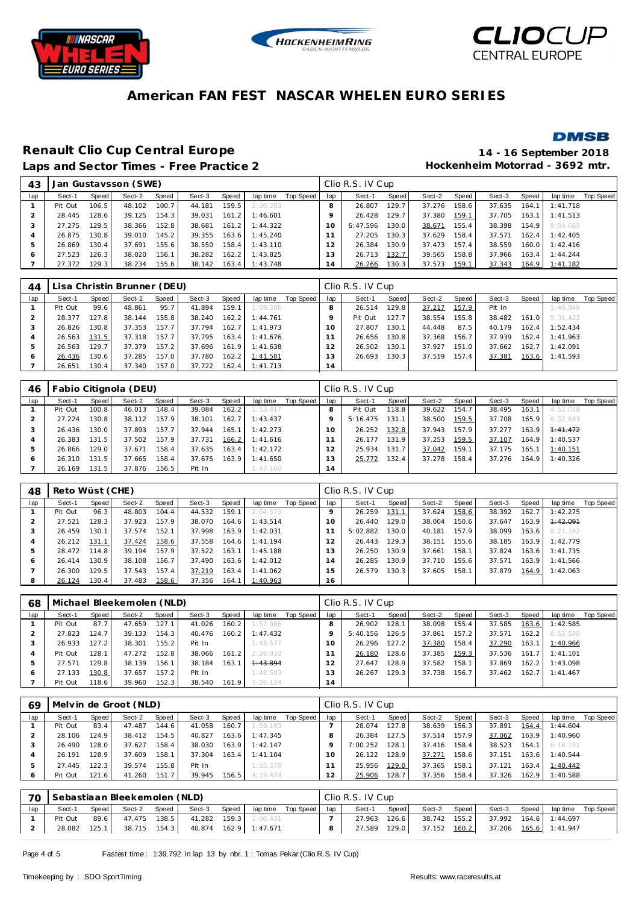# American FAN FEST NASCAR WHELEN EURO SERIES

## Renault Clio Cup Central Europe

**14 - 16 September 2018**

### Laps and Sector Times - Free Practice 2

**Hockenheim Motorrad - 3692 mtr.**

| 43 | Jan Gustavsson (SWE) | | | | | | | | Clio R.S. IV Cup | | | | | | | | |
|---|---|---|---|---|---|---|---|---|---|---|---|---|---|---|---|---|---|
| lap | Sect-1 | Speed | Sect-2 | Speed | Sect-3 | Speed | lap time | Top Speed | lap | Sect-1 | Speed | Sect-2 | Speed | Sect-3 | Speed | lap time | Top Speed |
| 1 | Pit Out | 106.5 | 48.102 | 100.7 | 44.181 | 159.5 | 2:00.203 | | 8 | 26.807 | 129.7 | 37.276 | 158.6 | 37.635 | 164.1 | 1:41.718 | |
| 2 | 28.445 | 128.6 | 39.125 | 154.3 | 39.031 | 161.2 | 1:46.601 | | 9 | 26.428 | 129.7 | 37.380 | 159.1 | 37.705 | 163.1 | 1:41.513 | |
| 3 | 27.275 | 129.5 | 38.366 | 152.8 | 38.681 | 161.2 | 1:44.322 | | 10 | 6:47.596 | 130.0 | 38.671 | 155.4 | 38.398 | 154.9 | 8:04.665 | |
| 4 | 26.875 | 130.8 | 39.010 | 145.2 | 39.355 | 163.6 | 1:45.240 | | 11 | 27.205 | 130.3 | 37.629 | 158.4 | 37.571 | 162.4 | 1:42.405 | |
| 5 | 26.869 | 130.4 | 37.691 | 155.6 | 38.550 | 158.4 | 1:43.110 | | 12 | 26.384 | 130.9 | 37.473 | 157.4 | 38.559 | 160.0 | 1:42.416 | |
| 6 | 27.523 | 126.3 | 38.020 | 156.1 | 38.282 | 162.2 | 1:43.825 | | 13 | 26.713 | 132.7 | 39.565 | 158.8 | 37.966 | 163.4 | 1:44.244 | |
| 7 | 27.372 | 129.3 | 38.234 | 155.6 | 38.142 | 163.4 | 1:43.748 | | 14 | 26.266 | 130.3 | 37.573 | 159.1 | 37.343 | 164.9 | 1:41.182 | |

| 44 | Lisa Christin Brunner (DEU) | | | | | | | | Clio R.S. IV Cup | | | | | | | | |
|---|---|---|---|---|---|---|---|---|---|---|---|---|---|---|---|---|---|
| lap | Sect-1 | Speed | Sect-2 | Speed | Sect-3 | Speed | lap time | Top Speed | lap | Sect-1 | Speed | Sect-2 | Speed | Sect-3 | Speed | lap time | Top Speed |
| 1 | Pit Out | 99.6 | 46.861 | 95.7 | 41.894 | 159.1 | 1:59.306 | | 8 | 26.514 | 129.8 | 37.217 | 157.9 | Pit In | | 1:46.949 | |
| 2 | 28.377 | 127.8 | 38.144 | 155.8 | 38.240 | 162.2 | 1:44.761 | | 9 | Pit Out | 127.7 | 38.554 | 155.8 | 38.482 | 161.0 | 9:31.423 | |
| 3 | 26.826 | 130.8 | 37.353 | 157.7 | 37.794 | 162.7 | 1:41.973 | | 10 | 27.807 | 130.1 | 44.448 | 87.5 | 40.179 | 162.4 | 1:52.434 | |
| 4 | 26.563 | 131.5 | 37.318 | 157.7 | 37.795 | 163.4 | 1:41.676 | | 11 | 26.656 | 130.8 | 37.368 | 156.7 | 37.939 | 162.4 | 1:41.963 | |
| 5 | 26.563 | 129.7 | 37.379 | 157.2 | 37.696 | 161.9 | 1:41.638 | | 12 | 26.502 | 130.1 | 37.927 | 151.0 | 37.662 | 162.7 | 1:42.091 | |
| 6 | 26.436 | 130.6 | 37.285 | 157.0 | 37.780 | 162.2 | 1:41.501 | | 13 | 26.693 | 130.3 | 37.519 | 157.4 | 37.381 | 163.6 | 1:41.593 | |
| 7 | 26.651 | 130.4 | 37.340 | 157.0 | 37.722 | 162.4 | 1:41.713 | | 14 | | | | | | | | |

| 46 | Fabio Citignola (DEU) | | | | | | | | Clio R.S. IV Cup | | | | | | | | |
|---|---|---|---|---|---|---|---|---|---|---|---|---|---|---|---|---|---|
| lap | Sect-1 | Speed | Sect-2 | Speed | Sect-3 | Speed | lap time | Top Speed | lap | Sect-1 | Speed | Sect-2 | Speed | Sect-3 | Speed | lap time | Top Speed |
| 1 | Pit Out | 100.8 | 46.013 | 148.4 | 39.084 | 162.2 | 1:53.817 | | 8 | Pit Out | 118.8 | 39.622 | 154.7 | 38.495 | 163.1 | 4:52.018 | |
| 2 | 27.224 | 130.8 | 38.112 | 157.9 | 38.101 | 162.7 | 1:43.437 | | 9 | 5:16.475 | 131.1 | 38.500 | 159.5 | 37.708 | 165.9 | 6:32.683 | |
| 3 | 26.436 | 130.0 | 37.893 | 157.7 | 37.944 | 165.1 | 1:42.273 | | 10 | 26.252 | 132.8 | 37.943 | 157.9 | 37.277 | 163.9 | 1:41.472 | |
| 4 | 26.383 | 131.5 | 37.502 | 157.9 | 37.731 | 166.2 | 1:41.616 | | 11 | 26.177 | 131.9 | 37.253 | 159.5 | 37.107 | 164.9 | 1:40.537 | |
| 5 | 26.866 | 129.0 | 37.671 | 158.4 | 37.635 | 163.4 | 1:42.172 | | 12 | 25.934 | 131.7 | 37.042 | 159.1 | 37.175 | 165.1 | 1:40.151 | |
| 6 | 26.310 | 131.5 | 37.665 | 158.4 | 37.675 | 163.9 | 1:41.650 | | 13 | 25.772 | 132.4 | 37.278 | 158.4 | 37.276 | 164.9 | 1:40.326 | |
| 7 | 26.169 | 131.5 | 37.876 | 156.5 | Pit In | | 1:47.160 | | 14 | | | | | | | | |

| 48 | Reto Wüst (CHE) | | | | | | | | Clio R.S. IV Cup | | | | | | | | |
|---|---|---|---|---|---|---|---|---|---|---|---|---|---|---|---|---|---|
| lap | Sect-1 | Speed | Sect-2 | Speed | Sect-3 | Speed | lap time | Top Speed | lap | Sect-1 | Speed | Sect-2 | Speed | Sect-3 | Speed | lap time | Top Speed |
| 1 | Pit Out | 96.3 | 48.803 | 104.4 | 44.532 | 159.1 | 2:04.573 | | 9 | 26.259 | 131.1 | 37.624 | 158.6 | 38.392 | 162.7 | 1:42.275 | |
| 2 | 27.521 | 128.3 | 37.923 | 157.9 | 38.070 | 164.6 | 1:43.514 | | 10 | 26.440 | 129.0 | 38.004 | 150.6 | 37.647 | 163.9 | 1:42.091 | |
| 3 | 26.459 | 130.1 | 37.574 | 152.1 | 37.998 | 163.9 | 1:42.031 | | 11 | 5:02.882 | 130.0 | 40.181 | 157.9 | 38.099 | 163.6 | 6:21.162 | |
| 4 | 26.212 | 131.1 | 37.424 | 158.6 | 37.558 | 164.6 | 1:41.194 | | 12 | 26.443 | 129.3 | 38.151 | 155.6 | 38.185 | 163.9 | 1:42.779 | |
| 5 | 28.472 | 114.8 | 39.194 | 157.9 | 37.522 | 163.1 | 1:45.188 | | 13 | 26.250 | 130.9 | 37.661 | 158.1 | 37.824 | 163.6 | 1:41.735 | |
| 6 | 26.414 | 130.9 | 38.108 | 156.7 | 37.490 | 163.6 | 1:42.012 | | 14 | 26.285 | 130.9 | 37.710 | 155.6 | 37.571 | 163.9 | 1:41.566 | |
| 7 | 26.300 | 129.5 | 37.543 | 157.4 | 37.219 | 163.4 | 1:41.062 | | 15 | 26.579 | 130.3 | 37.605 | 158.1 | 37.879 | 164.9 | 1:42.063 | |
| 8 | 26.124 | 130.4 | 37.483 | 158.6 | 37.356 | 164.1 | 1:40.963 | | 16 | | | | | | | | |

| 68 | Michael Bleekemolen (NLD) | | | | | | | | Clio R.S. IV Cup | | | | | | | | |
|---|---|---|---|---|---|---|---|---|---|---|---|---|---|---|---|---|---|
| lap | Sect-1 | Speed | Sect-2 | Speed | Sect-3 | Speed | lap time | Top Speed | lap | Sect-1 | Speed | Sect-2 | Speed | Sect-3 | Speed | lap time | Top Speed |
| 1 | Pit Out | 87.7 | 47.659 | 127.1 | 41.026 | 160.2 | 1:57.866 | | 8 | 26.902 | 128.1 | 38.098 | 155.4 | 37.585 | 163.6 | 1:42.585 | |
| 2 | 27.823 | 124.7 | 39.133 | 154.3 | 40.476 | 160.2 | 1:47.432 | | 9 | 5:40.156 | 126.5 | 37.861 | 157.2 | 37.571 | 162.2 | 6:55.588 | |
| 3 | 26.933 | 127.2 | 38.301 | 155.2 | Pit In | | 1:48.577 | | 10 | 26.296 | 127.2 | 37.380 | 158.4 | 37.290 | 163.1 | 1:40.966 | |
| 4 | Pit Out | 128.1 | 47.272 | 152.8 | 38.066 | 161.2 | 2:26.032 | | 11 | 26.180 | 128.6 | 37.385 | 159.3 | 37.536 | 161.7 | 1:41.101 | |
| 5 | 27.571 | 129.8 | 38.139 | 156.1 | 38.184 | 163.1 | 1:43.894 | | 12 | 27.647 | 128.9 | 37.582 | 158.1 | 37.869 | 162.2 | 1:43.098 | |
| 6 | 27.133 | 130.8 | 37.657 | 157.2 | Pit In | | 1:48.503 | | 13 | 26.267 | 129.3 | 37.738 | 156.7 | 37.462 | 162.7 | 1:41.467 | |
| 7 | Pit Out | 118.6 | 39.960 | 152.3 | 38.540 | 161.9 | 3:26.124 | | 14 | | | | | | | | |

| 69 | Melvin de Groot (NLD) | | | | | | | | Clio R.S. IV Cup | | | | | | | | |
|---|---|---|---|---|---|---|---|---|---|---|---|---|---|---|---|---|---|
| lap | Sect-1 | Speed | Sect-2 | Speed | Sect-3 | Speed | lap time | Top Speed | lap | Sect-1 | Speed | Sect-2 | Speed | Sect-3 | Speed | lap time | Top Speed |
| 1 | Pit Out | 83.4 | 47.487 | 144.6 | 41.058 | 160.7 | 1:59.193 | | 7 | 28.074 | 127.8 | 38.639 | 156.3 | 37.891 | 164.4 | 1:44.604 | |
| 2 | 28.106 | 124.9 | 38.412 | 154.5 | 40.827 | 163.6 | 1:47.345 | | 8 | 26.384 | 127.5 | 37.514 | 157.9 | 37.062 | 163.9 | 1:40.960 | |
| 3 | 26.490 | 128.0 | 37.627 | 158.4 | 38.030 | 163.9 | 1:42.147 | | 9 | 7:00.252 | 128.1 | 37.416 | 158.4 | 38.523 | 164.1 | 8:16.191 | |
| 4 | 26.191 | 128.9 | 37.609 | 158.1 | 37.304 | 163.4 | 1:41.104 | | 10 | 26.122 | 128.9 | 37.271 | 158.6 | 37.151 | 163.6 | 1:40.544 | |
| 5 | 27.445 | 122.3 | 39.574 | 155.8 | Pit In | | 1:55.378 | | 11 | 25.956 | 129.0 | 37.365 | 158.1 | 37.121 | 163.4 | 1:40.442 | |
| 6 | Pit Out | 121.6 | 41.260 | 151.7 | 39.945 | 156.5 | 4:19.474 | | 12 | 25.906 | 128.7 | 37.356 | 158.4 | 37.326 | 162.9 | 1:40.588 | |

| 70 | Sebastiaan Bleekemolen (NLD) | | | | | | | | Clio R.S. IV Cup | | | | | | | | |
|---|---|---|---|---|---|---|---|---|---|---|---|---|---|---|---|---|---|
| lap | Sect-1 | Speed | Sect-2 | Speed | Sect-3 | Speed | lap time | Top Speed | lap | Sect-1 | Speed | Sect-2 | Speed | Sect-3 | Speed | lap time | Top Speed |
| 1 | Pit Out | 89.6 | 47.475 | 138.5 | 41.282 | 159.3 | 2:00.431 | | 7 | 27.963 | 126.6 | 38.742 | 155.2 | 37.992 | 164.6 | 1:44.697 | |
| 2 | 28.082 | 125.1 | 38.715 | 154.3 | 40.874 | 162.9 | 1:47.671 | | 8 | 27.589 | 129.0 | 37.152 | 160.2 | 37.206 | 165.6 | 1:41.947 | |

Fastest time : 1:39.792 in lap 13 by nbr. 1 : Tomas Pekar (Clio R.S. IV Cup)

Timekeeping by : SDO SportTiming

Results: www.raceresults.at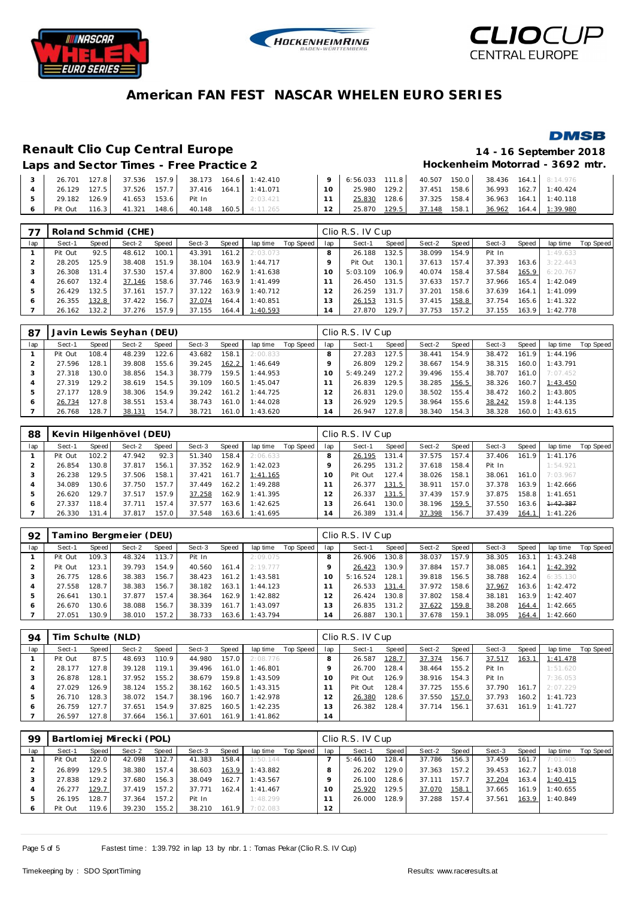# American FAN FEST NASCAR WHELEN EURO SERIES

## Renault Clio Cup Central Europe

**14 - 16 September 2018**

### Laps and Sector Times - Free Practice 2

**Hockenheim Motorrad - 3692 mtr.**

| | | | | | | | | | | | | | | | | |
|---|---|---|---|---|---|---|---|---|---|---|---|---|---|---|---|---|
| 3 | 26.701 | 127.8 | 37.536 | 157.9 | 38.173 | 164.6 | 1:42.410 | | 9 | 6:56.033 | 111.8 | 40.507 | 150.0 | 38.436 | 164.1 | 8:14.976 |
| 4 | 26.129 | 127.5 | 37.526 | 157.7 | 37.416 | 164.1 | 1:41.071 | | 10 | 25.980 | 129.2 | 37.451 | 158.6 | 36.993 | 162.7 | 1:40.424 |
| 5 | 29.182 | 126.9 | 41.653 | 153.6 | Pit In | | 2:03.421 | | 11 | 25.830 | 128.6 | 37.325 | 158.4 | 36.963 | 164.1 | 1:40.118 |
| 6 | Pit Out | 116.3 | 41.321 | 148.6 | 40.148 | 160.5 | 4:11.265 | | 12 | 25.870 | 129.5 | 37.148 | 158.1 | 36.962 | 164.4 | 1:39.980 |

**77 Roland Schmid (CHE)** — Clio R.S. IV Cup

| lap | Sect-1 | Speed | Sect-2 | Speed | Sect-3 | Speed | lap time | Top Speed | lap | Sect-1 | Speed | Sect-2 | Speed | Sect-3 | Speed | lap time | Top Speed |
|---|---|---|---|---|---|---|---|---|---|---|---|---|---|---|---|---|---|
| 1 | Pit Out | 92.5 | 48.612 | 100.1 | 43.391 | 161.2 | 2:03.073 | | 8 | 26.188 | 132.5 | 38.099 | 154.9 | Pit In | | 1:49.633 | |
| 2 | 28.205 | 125.9 | 38.408 | 151.9 | 38.104 | 163.9 | 1:44.717 | | 9 | Pit Out | 130.1 | 37.613 | 157.4 | 37.393 | 163.6 | 3:22.443 | |
| 3 | 26.308 | 131.4 | 37.530 | 157.4 | 37.800 | 162.9 | 1:41.638 | | 10 | 5:03.109 | 106.9 | 40.074 | 158.4 | 37.584 | 165.9 | 6:20.767 | |
| 4 | 26.607 | 132.4 | 37.146 | 158.6 | 37.746 | 163.9 | 1:41.499 | | 11 | 26.450 | 131.5 | 37.633 | 157.7 | 37.966 | 165.4 | 1:42.049 | |
| 5 | 26.429 | 132.5 | 37.161 | 157.7 | 37.122 | 163.9 | 1:40.712 | | 12 | 26.259 | 131.7 | 37.201 | 158.6 | 37.639 | 164.1 | 1:41.099 | |
| 6 | 26.355 | 132.8 | 37.422 | 156.7 | 37.074 | 164.4 | 1:40.851 | | 13 | 26.153 | 131.5 | 37.415 | 158.8 | 37.754 | 165.6 | 1:41.322 | |
| 7 | 26.162 | 132.2 | 37.276 | 157.9 | 37.155 | 164.4 | 1:40.593 | | 14 | 27.870 | 129.7 | 37.753 | 157.2 | 37.155 | 163.9 | 1:42.778 | |

**87 Javin Lewis Seyhan (DEU)** — Clio R.S. IV Cup

| lap | Sect-1 | Speed | Sect-2 | Speed | Sect-3 | Speed | lap time | Top Speed | lap | Sect-1 | Speed | Sect-2 | Speed | Sect-3 | Speed | lap time | Top Speed |
|---|---|---|---|---|---|---|---|---|---|---|---|---|---|---|---|---|---|
| 1 | Pit Out | 108.4 | 48.239 | 122.6 | 43.682 | 158.1 | 2:00.833 | | 8 | 27.283 | 127.5 | 38.441 | 154.9 | 38.472 | 161.9 | 1:44.196 | |
| 2 | 27.596 | 128.1 | 39.808 | 155.6 | 39.245 | 162.2 | 1:46.649 | | 9 | 26.809 | 129.2 | 38.667 | 154.9 | 38.315 | 160.0 | 1:43.791 | |
| 3 | 27.318 | 130.0 | 38.856 | 154.3 | 38.779 | 159.5 | 1:44.953 | | 10 | 5:49.249 | 127.2 | 39.496 | 155.4 | 38.707 | 161.0 | 7:07.452 | |
| 4 | 27.319 | 129.2 | 38.619 | 154.5 | 39.109 | 160.5 | 1:45.047 | | 11 | 26.839 | 129.5 | 38.285 | 156.5 | 38.326 | 160.7 | 1:43.450 | |
| 5 | 27.177 | 128.9 | 38.306 | 154.9 | 39.242 | 161.2 | 1:44.725 | | 12 | 26.831 | 129.0 | 38.502 | 155.4 | 38.472 | 160.2 | 1:43.805 | |
| 6 | 26.734 | 127.8 | 38.551 | 153.4 | 38.743 | 161.0 | 1:44.028 | | 13 | 26.929 | 129.5 | 38.964 | 155.6 | 38.242 | 159.8 | 1:44.135 | |
| 7 | 26.768 | 128.7 | 38.131 | 154.7 | 38.721 | 161.0 | 1:43.620 | | 14 | 26.947 | 127.8 | 38.340 | 154.3 | 38.328 | 160.0 | 1:43.615 | |

**88 Kevin Hilgenhövel (DEU)** — Clio R.S. IV Cup

| lap | Sect-1 | Speed | Sect-2 | Speed | Sect-3 | Speed | lap time | Top Speed | lap | Sect-1 | Speed | Sect-2 | Speed | Sect-3 | Speed | lap time | Top Speed |
|---|---|---|---|---|---|---|---|---|---|---|---|---|---|---|---|---|---|
| 1 | Pit Out | 102.2 | 47.942 | 92.3 | 51.340 | 158.4 | 2:06.633 | | 8 | 26.195 | 131.4 | 37.575 | 157.4 | 37.406 | 161.9 | 1:41.176 | |
| 2 | 26.854 | 130.8 | 37.817 | 156.1 | 37.352 | 162.9 | 1:42.023 | | 9 | 26.295 | 131.2 | 37.618 | 158.4 | Pit In | | 1:54.921 | |
| 3 | 26.238 | 129.5 | 37.506 | 158.1 | 37.421 | 161.7 | 1:41.165 | | 10 | Pit Out | 127.4 | 38.026 | 158.1 | 38.061 | 161.0 | 7:03.967 | |
| 4 | 34.089 | 130.6 | 37.750 | 157.7 | 37.449 | 162.2 | 1:49.288 | | 11 | 26.377 | 131.5 | 38.911 | 157.0 | 37.378 | 163.9 | 1:42.666 | |
| 5 | 26.620 | 129.7 | 37.517 | 157.9 | 37.258 | 162.9 | 1:41.395 | | 12 | 26.337 | 131.5 | 37.439 | 157.9 | 37.875 | 158.8 | 1:41.651 | |
| 6 | 27.337 | 118.4 | 37.711 | 157.4 | 37.577 | 163.6 | 1:42.625 | | 13 | 26.641 | 130.0 | 38.196 | 159.5 | 37.550 | 163.6 | ~~1:42.387~~ | |
| 7 | 26.330 | 131.4 | 37.817 | 157.0 | 37.548 | 163.6 | 1:41.695 | | 14 | 26.389 | 131.4 | 37.398 | 156.7 | 37.439 | 164.1 | 1:41.226 | |

**92 Tamino Bergmeier (DEU)** — Clio R.S. IV Cup

| lap | Sect-1 | Speed | Sect-2 | Speed | Sect-3 | Speed | lap time | Top Speed | lap | Sect-1 | Speed | Sect-2 | Speed | Sect-3 | Speed | lap time | Top Speed |
|---|---|---|---|---|---|---|---|---|---|---|---|---|---|---|---|---|---|
| 1 | Pit Out | 109.3 | 48.324 | 113.7 | Pit In | | 2:09.075 | | 8 | 26.906 | 130.8 | 38.037 | 157.9 | 38.305 | 163.1 | 1:43.248 | |
| 2 | Pit Out | 123.1 | 39.793 | 154.9 | 40.560 | 161.4 | 2:19.777 | | 9 | 26.423 | 130.9 | 37.884 | 157.7 | 38.085 | 164.1 | 1:42.392 | |
| 3 | 26.775 | 128.6 | 38.383 | 156.7 | 38.423 | 161.2 | 1:43.581 | | 10 | 5:16.524 | 128.1 | 39.818 | 156.5 | 38.788 | 162.4 | 6:35.130 | |
| 4 | 27.558 | 128.7 | 38.383 | 156.7 | 38.182 | 163.1 | 1:44.123 | | 11 | 26.533 | 131.4 | 37.972 | 158.6 | 37.967 | 163.6 | 1:42.472 | |
| 5 | 26.641 | 130.1 | 37.877 | 157.4 | 38.364 | 162.9 | 1:42.882 | | 12 | 26.424 | 130.8 | 37.802 | 158.4 | 38.181 | 163.9 | 1:42.407 | |
| 6 | 26.670 | 130.6 | 38.088 | 156.7 | 38.339 | 161.7 | 1:43.097 | | 13 | 26.835 | 131.2 | 37.622 | 159.8 | 38.208 | 164.4 | 1:42.665 | |
| 7 | 27.051 | 130.9 | 38.010 | 157.2 | 38.733 | 163.6 | 1:43.794 | | 14 | 26.887 | 130.1 | 37.678 | 159.1 | 38.095 | 164.4 | 1:42.660 | |

**94 Tim Schulte (NLD)** — Clio R.S. IV Cup

| lap | Sect-1 | Speed | Sect-2 | Speed | Sect-3 | Speed | lap time | Top Speed | lap | Sect-1 | Speed | Sect-2 | Speed | Sect-3 | Speed | lap time | Top Speed |
|---|---|---|---|---|---|---|---|---|---|---|---|---|---|---|---|---|---|
| 1 | Pit Out | 87.5 | 48.693 | 110.9 | 44.980 | 157.0 | 2:08.776 | | 8 | 26.587 | 128.7 | 37.374 | 156.7 | 37.517 | 163.1 | 1:41.478 | |
| 2 | 28.177 | 127.8 | 39.128 | 119.1 | 39.496 | 161.0 | 1:46.801 | | 9 | 26.700 | 128.4 | 38.464 | 155.2 | Pit In | | 1:51.620 | |
| 3 | 26.878 | 128.1 | 37.952 | 155.2 | 38.679 | 159.8 | 1:43.509 | | 10 | Pit Out | 126.9 | 38.916 | 154.3 | Pit In | | 7:36.053 | |
| 4 | 27.029 | 126.9 | 38.124 | 155.2 | 38.162 | 160.5 | 1:43.315 | | 11 | Pit Out | 128.4 | 37.725 | 155.6 | 37.790 | 161.7 | 2:07.229 | |
| 5 | 26.710 | 128.3 | 38.072 | 154.7 | 38.196 | 160.7 | 1:42.978 | | 12 | 26.380 | 128.6 | 37.550 | 157.0 | 37.793 | 160.2 | 1:41.723 | |
| 6 | 26.759 | 127.7 | 37.651 | 154.9 | 37.825 | 160.5 | 1:42.235 | | 13 | 26.382 | 128.4 | 37.714 | 156.1 | 37.631 | 161.9 | 1:41.727 | |
| 7 | 26.597 | 127.8 | 37.664 | 156.1 | 37.601 | 161.9 | 1:41.862 | | 14 | | | | | | | | |

**99 Bartlomiej Mirecki (POL)** — Clio R.S. IV Cup

| lap | Sect-1 | Speed | Sect-2 | Speed | Sect-3 | Speed | lap time | Top Speed | lap | Sect-1 | Speed | Sect-2 | Speed | Sect-3 | Speed | lap time | Top Speed |
|---|---|---|---|---|---|---|---|---|---|---|---|---|---|---|---|---|---|
| 1 | Pit Out | 122.0 | 42.098 | 112.7 | 41.383 | 158.4 | 1:50.144 | | 7 | 5:46.160 | 128.4 | 37.786 | 156.3 | 37.459 | 161.7 | 7:01.405 | |
| 2 | 26.899 | 129.5 | 38.380 | 157.4 | 38.603 | 163.9 | 1:43.882 | | 8 | 26.202 | 129.0 | 37.363 | 157.2 | 39.453 | 162.7 | 1:43.018 | |
| 3 | 27.838 | 129.2 | 37.680 | 156.3 | 38.049 | 162.7 | 1:43.567 | | 9 | 26.100 | 128.6 | 37.111 | 157.7 | 37.204 | 163.4 | 1:40.415 | |
| 4 | 26.277 | 129.7 | 37.419 | 157.2 | 37.771 | 162.4 | 1:41.467 | | 10 | 25.920 | 129.5 | 37.070 | 158.1 | 37.665 | 161.9 | 1:40.655 | |
| 5 | 26.195 | 128.7 | 37.364 | 157.2 | Pit In | | 1:48.299 | | 11 | 26.000 | 128.9 | 37.288 | 157.4 | 37.561 | 163.9 | 1:40.849 | |
| 6 | Pit Out | 119.6 | 39.230 | 155.2 | 38.210 | 161.9 | 7:02.083 | | 12 | | | | | | | | |

Fastest time : 1:39.792 in lap 13 by nbr. 1 : Tomas Pekar (Clio R.S. IV Cup)

Timekeeping by : SDO SportTiming

Results: www.raceresults.at